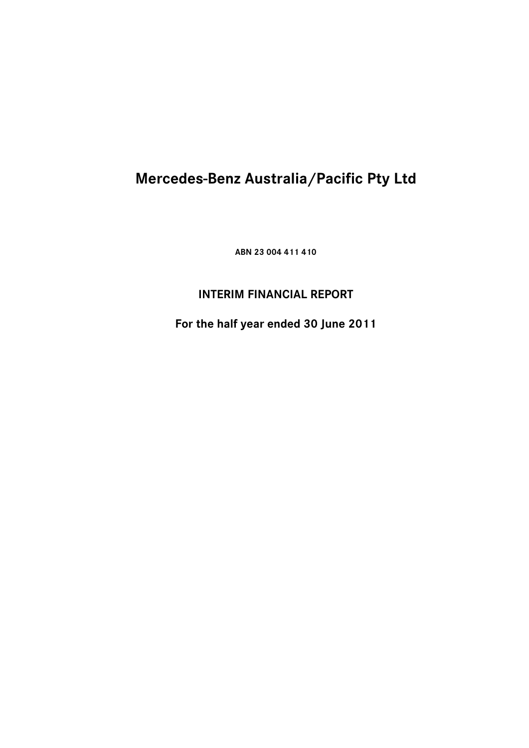# Mercedes-Benz Australia/Pacific Pty Ltd

**ABN 23 004 411 410**

## INTERIM FINANCIAL REPORT

## For the half year ended 30 June 2011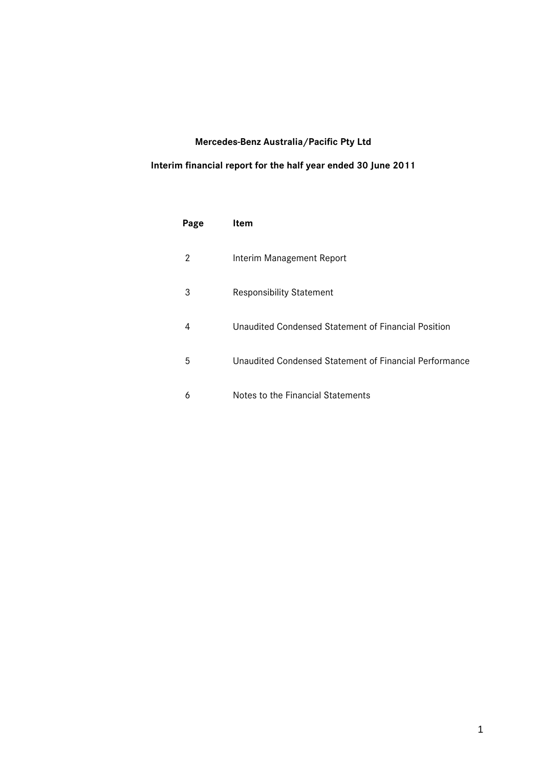**Mercedes-Benz Australia/Pacific Pty Ltd**

**Interim financial report for the half year ended 30 June 2011**

| Page | Item |
|---|---|
| 2 | Interim Management Report |
| 3 | Responsibility Statement |
| 4 | Unaudited Condensed Statement of Financial Position |
| 5 | Unaudited Condensed Statement of Financial Performance |
| 6 | Notes to the Financial Statements |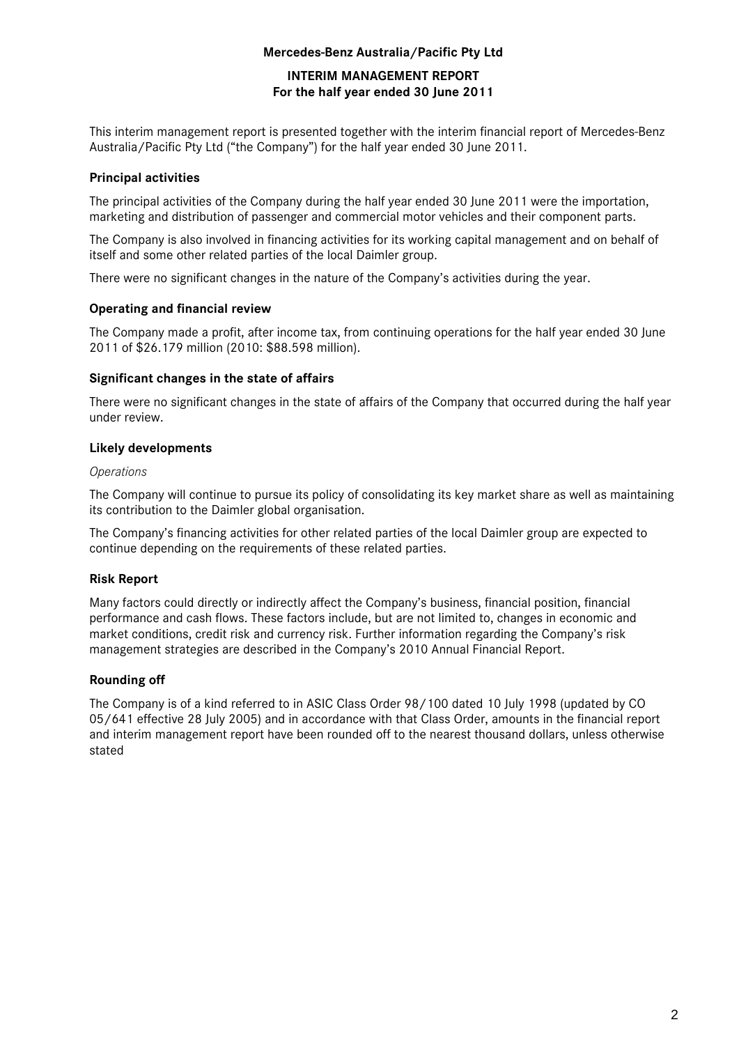**Mercedes-Benz Australia/Pacific Pty Ltd**

# INTERIM MANAGEMENT REPORT
## For the half year ended 30 June 2011

This interim management report is presented together with the interim financial report of Mercedes-Benz Australia/Pacific Pty Ltd ("the Company") for the half year ended 30 June 2011.

### Principal activities

The principal activities of the Company during the half year ended 30 June 2011 were the importation, marketing and distribution of passenger and commercial motor vehicles and their component parts.

The Company is also involved in financing activities for its working capital management and on behalf of itself and some other related parties of the local Daimler group.

There were no significant changes in the nature of the Company's activities during the year.

### Operating and financial review

The Company made a profit, after income tax, from continuing operations for the half year ended 30 June 2011 of $26.179 million (2010: $88.598 million).

### Significant changes in the state of affairs

There were no significant changes in the state of affairs of the Company that occurred during the half year under review.

### Likely developments

*Operations*

The Company will continue to pursue its policy of consolidating its key market share as well as maintaining its contribution to the Daimler global organisation.

The Company's financing activities for other related parties of the local Daimler group are expected to continue depending on the requirements of these related parties.

### Risk Report

Many factors could directly or indirectly affect the Company's business, financial position, financial performance and cash flows. These factors include, but are not limited to, changes in economic and market conditions, credit risk and currency risk. Further information regarding the Company's risk management strategies are described in the Company's 2010 Annual Financial Report.

### Rounding off

The Company is of a kind referred to in ASIC Class Order 98/100 dated 10 July 1998 (updated by CO 05/641 effective 28 July 2005) and in accordance with that Class Order, amounts in the financial report and interim management report have been rounded off to the nearest thousand dollars, unless otherwise stated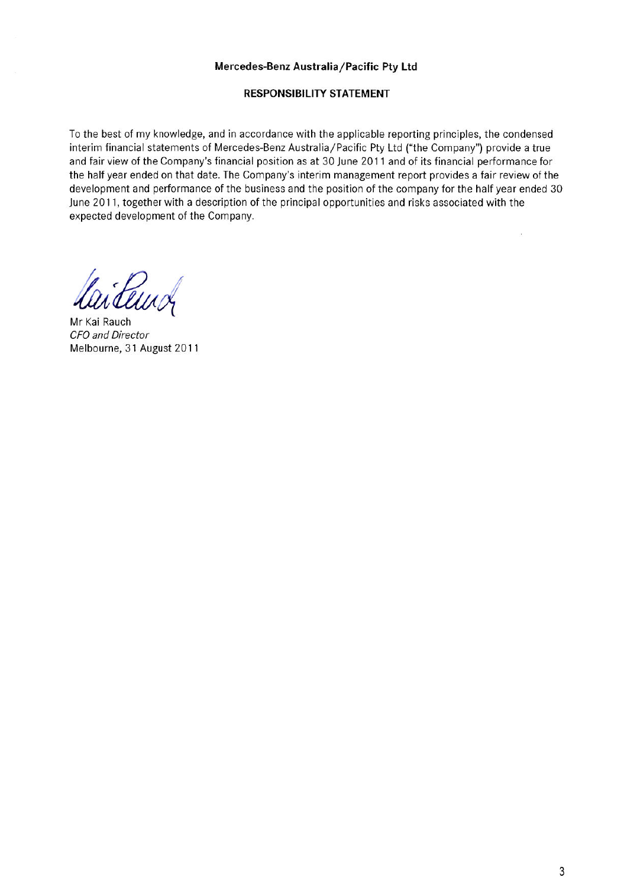**Mercedes-Benz Australia/Pacific Pty Ltd**

**RESPONSIBILITY STATEMENT**

To the best of my knowledge, and in accordance with the applicable reporting principles, the condensed interim financial statements of Mercedes-Benz Australia/Pacific Pty Ltd ("the Company") provide a true and fair view of the Company's financial position as at 30 June 2011 and of its financial performance for the half year ended on that date. The Company's interim management report provides a fair review of the development and performance of the business and the position of the company for the half year ended 30 June 2011, together with a description of the principal opportunities and risks associated with the expected development of the Company.

Mr Kai Rauch
*CFO and Director*
Melbourne, 31 August 2011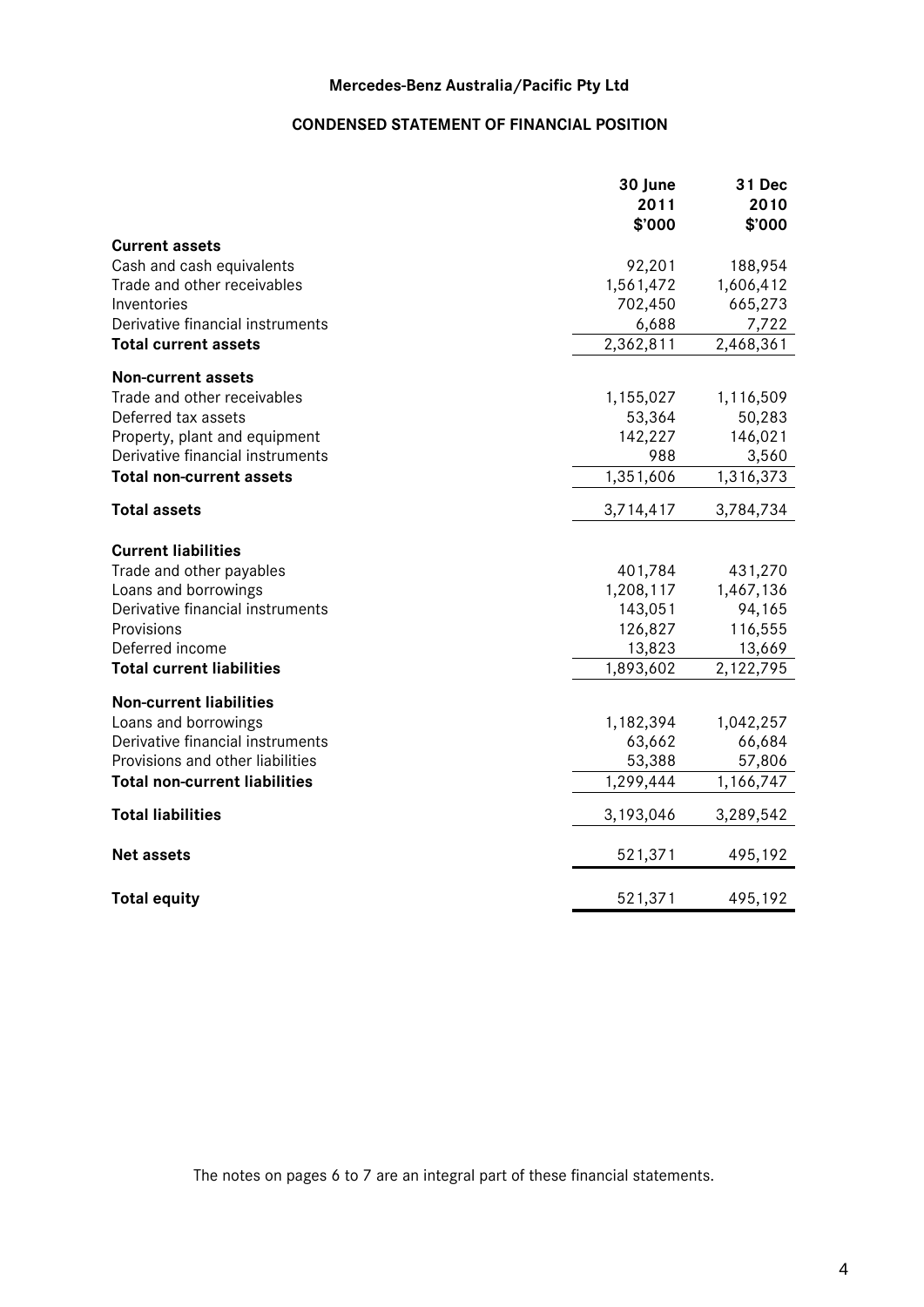**Mercedes-Benz Australia/Pacific Pty Ltd**

**CONDENSED STATEMENT OF FINANCIAL POSITION**

| | 30 June 2011 $'000 | 31 Dec 2010 $'000 |
|---|---|---|
| **Current assets** | | |
| Cash and cash equivalents | 92,201 | 188,954 |
| Trade and other receivables | 1,561,472 | 1,606,412 |
| Inventories | 702,450 | 665,273 |
| Derivative financial instruments | 6,688 | 7,722 |
| **Total current assets** | 2,362,811 | 2,468,361 |
| **Non-current assets** | | |
| Trade and other receivables | 1,155,027 | 1,116,509 |
| Deferred tax assets | 53,364 | 50,283 |
| Property, plant and equipment | 142,227 | 146,021 |
| Derivative financial instruments | 988 | 3,560 |
| **Total non-current assets** | 1,351,606 | 1,316,373 |
| **Total assets** | 3,714,417 | 3,784,734 |
| **Current liabilities** | | |
| Trade and other payables | 401,784 | 431,270 |
| Loans and borrowings | 1,208,117 | 1,467,136 |
| Derivative financial instruments | 143,051 | 94,165 |
| Provisions | 126,827 | 116,555 |
| Deferred income | 13,823 | 13,669 |
| **Total current liabilities** | 1,893,602 | 2,122,795 |
| **Non-current liabilities** | | |
| Loans and borrowings | 1,182,394 | 1,042,257 |
| Derivative financial instruments | 63,662 | 66,684 |
| Provisions and other liabilities | 53,388 | 57,806 |
| **Total non-current liabilities** | 1,299,444 | 1,166,747 |
| **Total liabilities** | 3,193,046 | 3,289,542 |
| **Net assets** | 521,371 | 495,192 |
| **Total equity** | 521,371 | 495,192 |

The notes on pages 6 to 7 are an integral part of these financial statements.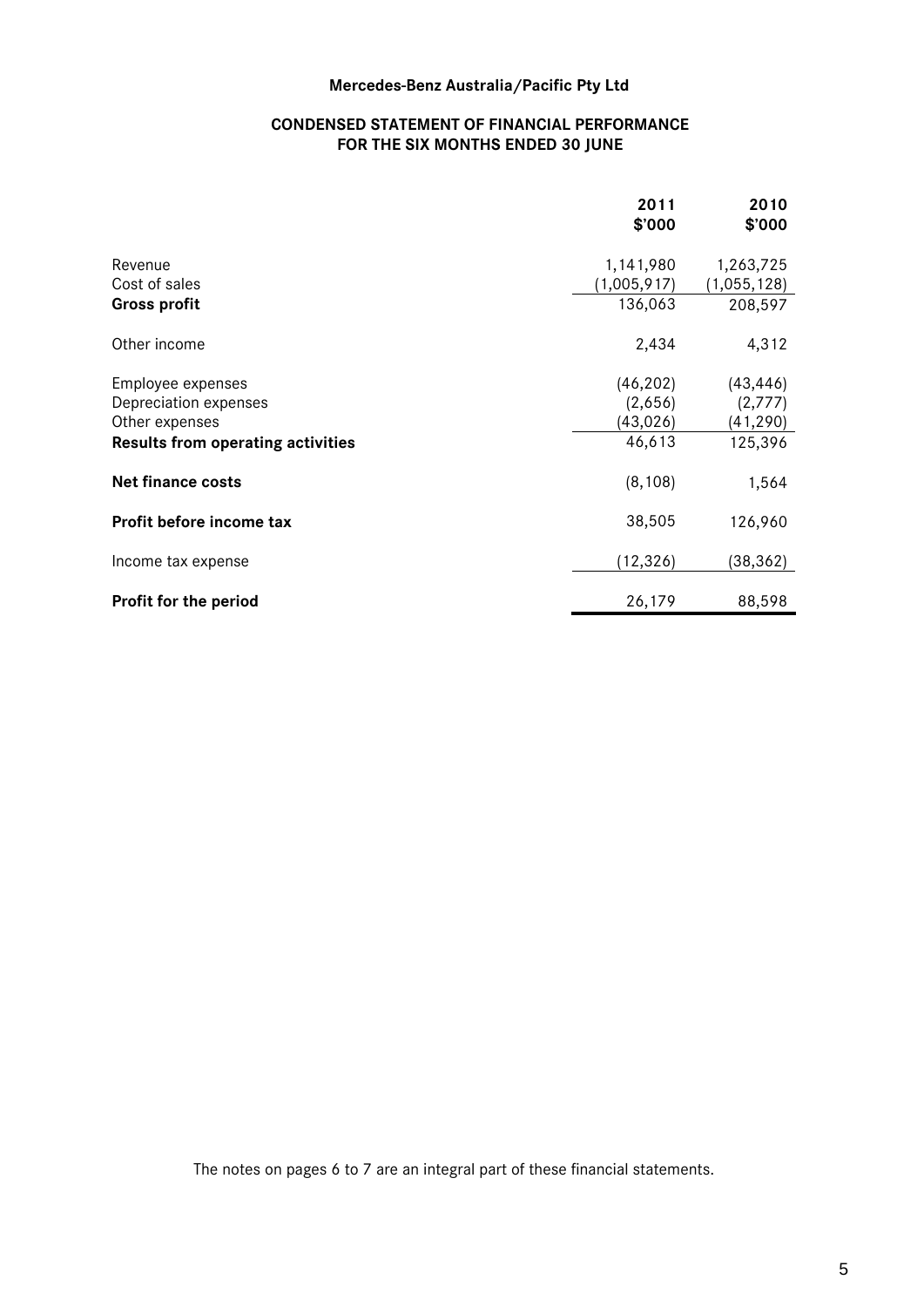**Mercedes-Benz Australia/Pacific Pty Ltd**

**CONDENSED STATEMENT OF FINANCIAL PERFORMANCE**
**FOR THE SIX MONTHS ENDED 30 JUNE**

| | 2011<br>$'000 | 2010<br>$'000 |
|---|---|---|
| Revenue | 1,141,980 | 1,263,725 |
| Cost of sales | (1,005,917) | (1,055,128) |
| **Gross profit** | 136,063 | 208,597 |
| Other income | 2,434 | 4,312 |
| Employee expenses | (46,202) | (43,446) |
| Depreciation expenses | (2,656) | (2,777) |
| Other expenses | (43,026) | (41,290) |
| **Results from operating activities** | 46,613 | 125,396 |
| **Net finance costs** | (8,108) | 1,564 |
| **Profit before income tax** | 38,505 | 126,960 |
| Income tax expense | (12,326) | (38,362) |
| **Profit for the period** | 26,179 | 88,598 |

The notes on pages 6 to 7 are an integral part of these financial statements.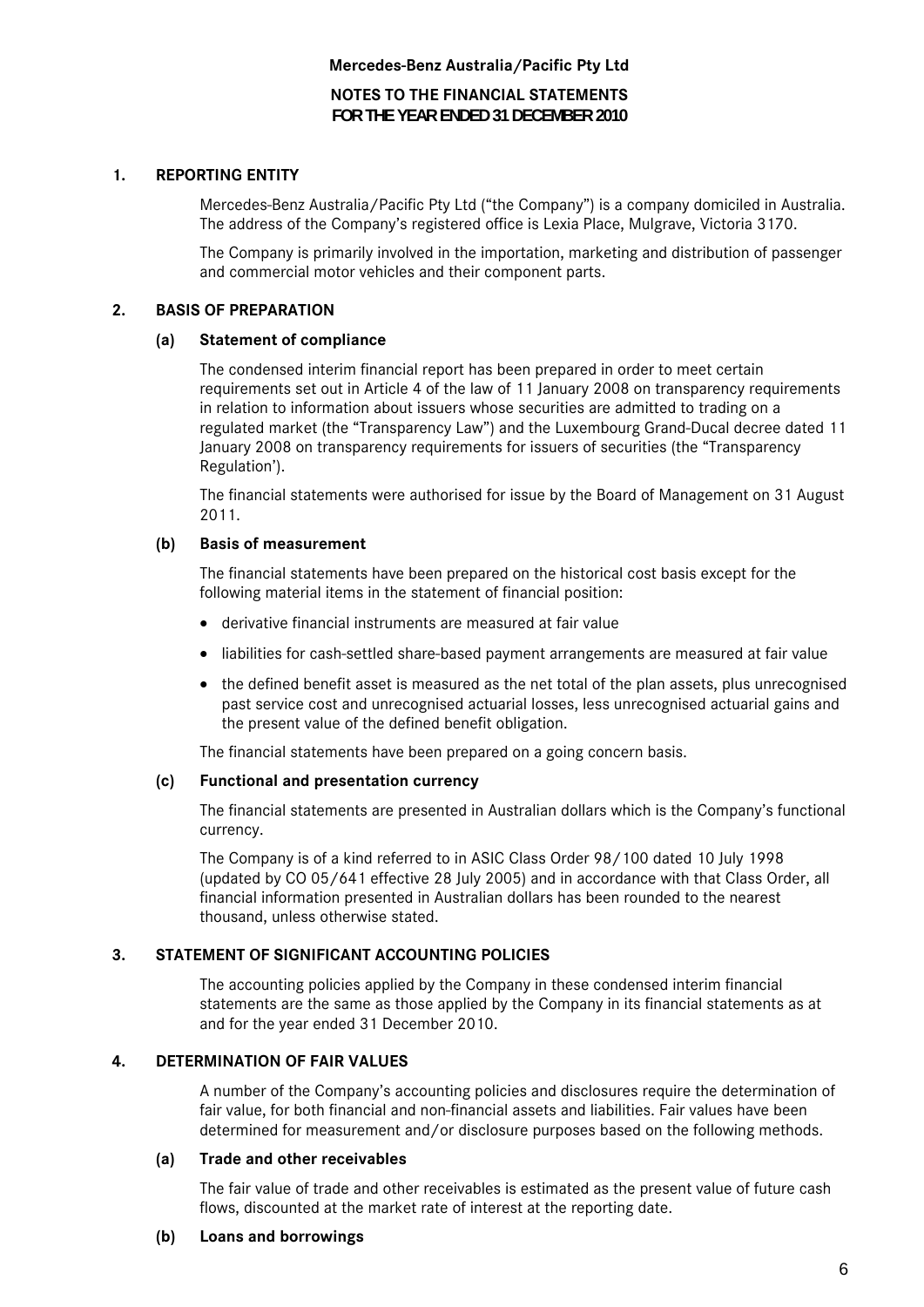# Mercedes-Benz Australia/Pacific Pty Ltd

## NOTES TO THE FINANCIAL STATEMENTS FOR THE YEAR ENDED 31 DECEMBER 2010

### 1. REPORTING ENTITY

Mercedes-Benz Australia/Pacific Pty Ltd ("the Company") is a company domiciled in Australia. The address of the Company's registered office is Lexia Place, Mulgrave, Victoria 3170.

The Company is primarily involved in the importation, marketing and distribution of passenger and commercial motor vehicles and their component parts.

### 2. BASIS OF PREPARATION

#### (a) Statement of compliance

The condensed interim financial report has been prepared in order to meet certain requirements set out in Article 4 of the law of 11 January 2008 on transparency requirements in relation to information about issuers whose securities are admitted to trading on a regulated market (the "Transparency Law") and the Luxembourg Grand-Ducal decree dated 11 January 2008 on transparency requirements for issuers of securities (the "Transparency Regulation').

The financial statements were authorised for issue by the Board of Management on 31 August 2011.

#### (b) Basis of measurement

The financial statements have been prepared on the historical cost basis except for the following material items in the statement of financial position:

- derivative financial instruments are measured at fair value
- liabilities for cash-settled share-based payment arrangements are measured at fair value
- the defined benefit asset is measured as the net total of the plan assets, plus unrecognised past service cost and unrecognised actuarial losses, less unrecognised actuarial gains and the present value of the defined benefit obligation.

The financial statements have been prepared on a going concern basis.

#### (c) Functional and presentation currency

The financial statements are presented in Australian dollars which is the Company's functional currency.

The Company is of a kind referred to in ASIC Class Order 98/100 dated 10 July 1998 (updated by CO 05/641 effective 28 July 2005) and in accordance with that Class Order, all financial information presented in Australian dollars has been rounded to the nearest thousand, unless otherwise stated.

### 3. STATEMENT OF SIGNIFICANT ACCOUNTING POLICIES

The accounting policies applied by the Company in these condensed interim financial statements are the same as those applied by the Company in its financial statements as at and for the year ended 31 December 2010.

### 4. DETERMINATION OF FAIR VALUES

A number of the Company's accounting policies and disclosures require the determination of fair value, for both financial and non-financial assets and liabilities. Fair values have been determined for measurement and/or disclosure purposes based on the following methods.

#### (a) Trade and other receivables

The fair value of trade and other receivables is estimated as the present value of future cash flows, discounted at the market rate of interest at the reporting date.

#### (b) Loans and borrowings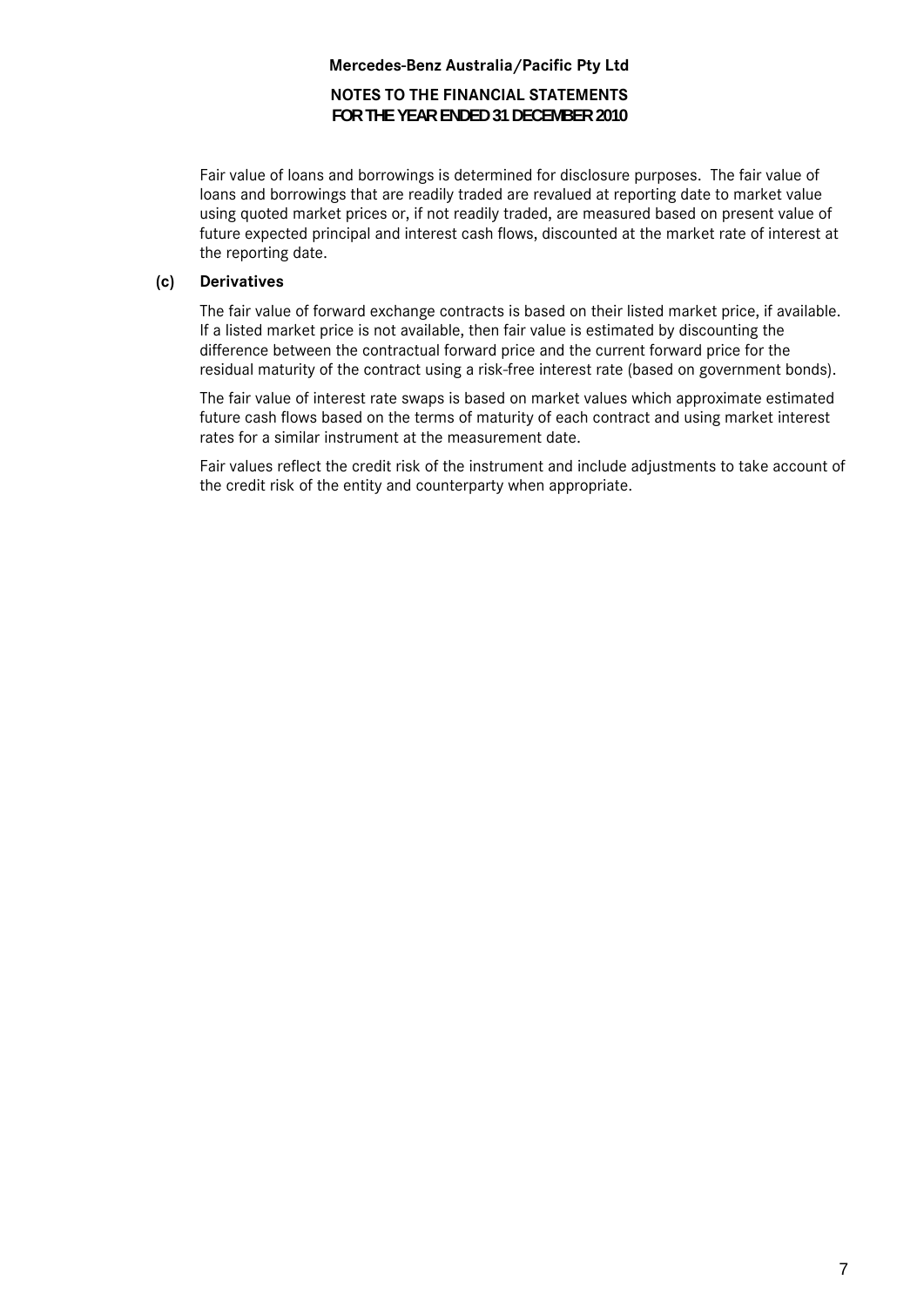Fair value of loans and borrowings is determined for disclosure purposes. The fair value of loans and borrowings that are readily traded are revalued at reporting date to market value using quoted market prices or, if not readily traded, are measured based on present value of future expected principal and interest cash flows, discounted at the market rate of interest at the reporting date.

**(c) Derivatives**

The fair value of forward exchange contracts is based on their listed market price, if available. If a listed market price is not available, then fair value is estimated by discounting the difference between the contractual forward price and the current forward price for the residual maturity of the contract using a risk-free interest rate (based on government bonds).

The fair value of interest rate swaps is based on market values which approximate estimated future cash flows based on the terms of maturity of each contract and using market interest rates for a similar instrument at the measurement date.

Fair values reflect the credit risk of the instrument and include adjustments to take account of the credit risk of the entity and counterparty when appropriate.